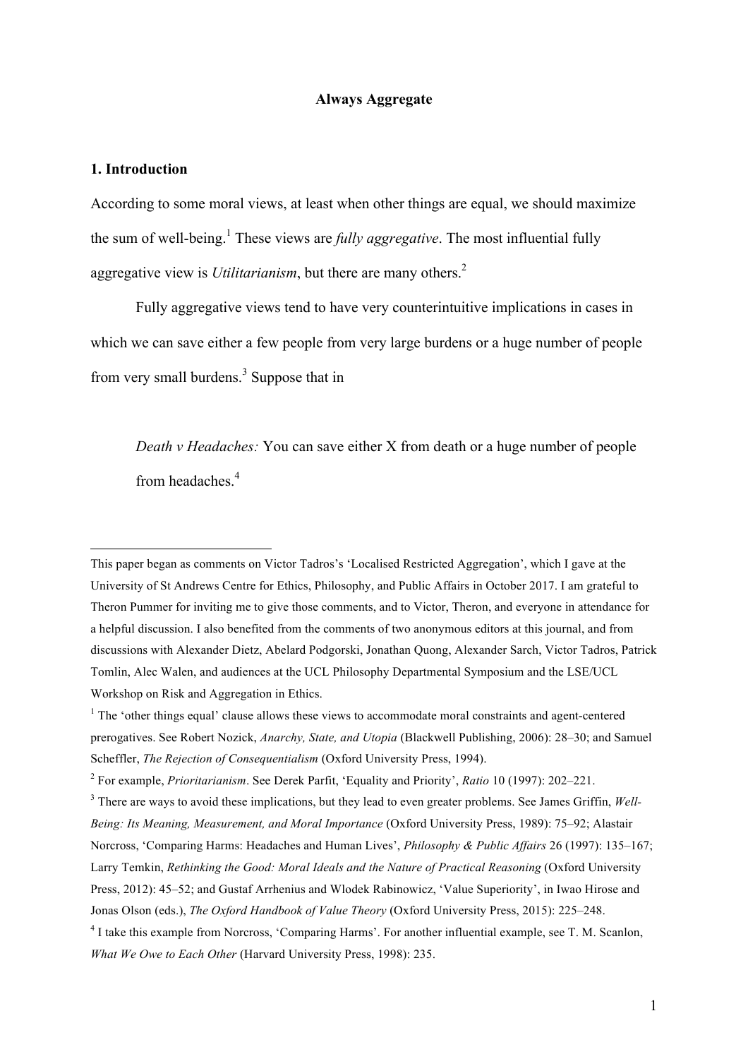**Always Aggregate**

## 1. Introduction

According to some moral views, at least when other things are equal, we should maximize the sum of well-being.[1] These views are *fully aggregative*. The most influential fully aggregative view is *Utilitarianism*, but there are many others.[2]

Fully aggregative views tend to have very counterintuitive implications in cases in which we can save either a few people from very large burdens or a huge number of people from very small burdens.[3] Suppose that in

> *Death v Headaches:* You can save either X from death or a huge number of people from headaches.[4]

---

This paper began as comments on Victor Tadros's 'Localised Restricted Aggregation', which I gave at the University of St Andrews Centre for Ethics, Philosophy, and Public Affairs in October 2017. I am grateful to Theron Pummer for inviting me to give those comments, and to Victor, Theron, and everyone in attendance for a helpful discussion. I also benefited from the comments of two anonymous editors at this journal, and from discussions with Alexander Dietz, Abelard Podgorski, Jonathan Quong, Alexander Sarch, Victor Tadros, Patrick Tomlin, Alec Walen, and audiences at the UCL Philosophy Departmental Symposium and the LSE/UCL Workshop on Risk and Aggregation in Ethics.

[1] The 'other things equal' clause allows these views to accommodate moral constraints and agent-centered prerogatives. See Robert Nozick, *Anarchy, State, and Utopia* (Blackwell Publishing, 2006): 28–30; and Samuel Scheffler, *The Rejection of Consequentialism* (Oxford University Press, 1994).

[2] For example, *Prioritarianism*. See Derek Parfit, 'Equality and Priority', *Ratio* 10 (1997): 202–221.

[3] There are ways to avoid these implications, but they lead to even greater problems. See James Griffin, *Well-Being: Its Meaning, Measurement, and Moral Importance* (Oxford University Press, 1989): 75–92; Alastair Norcross, 'Comparing Harms: Headaches and Human Lives', *Philosophy & Public Affairs* 26 (1997): 135–167; Larry Temkin, *Rethinking the Good: Moral Ideals and the Nature of Practical Reasoning* (Oxford University Press, 2012): 45–52; and Gustaf Arrhenius and Wlodek Rabinowicz, 'Value Superiority', in Iwao Hirose and Jonas Olson (eds.), *The Oxford Handbook of Value Theory* (Oxford University Press, 2015): 225–248.

[4] I take this example from Norcross, 'Comparing Harms'. For another influential example, see T. M. Scanlon, *What We Owe to Each Other* (Harvard University Press, 1998): 235.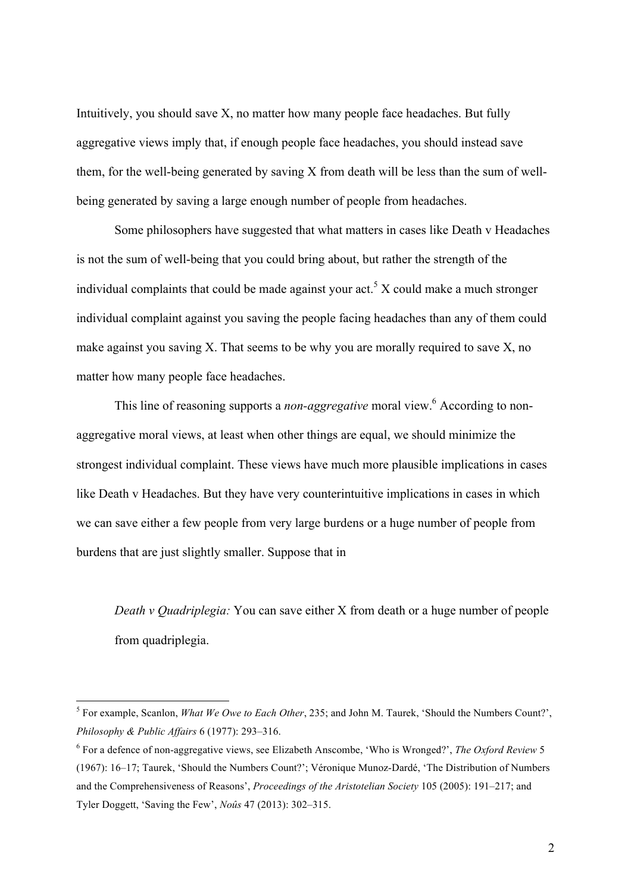Intuitively, you should save X, no matter how many people face headaches. But fully aggregative views imply that, if enough people face headaches, you should instead save them, for the well-being generated by saving X from death will be less than the sum of well-being generated by saving a large enough number of people from headaches.

Some philosophers have suggested that what matters in cases like Death v Headaches is not the sum of well-being that you could bring about, but rather the strength of the individual complaints that could be made against your act.[5] X could make a much stronger individual complaint against you saving the people facing headaches than any of them could make against you saving X. That seems to be why you are morally required to save X, no matter how many people face headaches.

This line of reasoning supports a *non-aggregative* moral view.[6] According to non-aggregative moral views, at least when other things are equal, we should minimize the strongest individual complaint. These views have much more plausible implications in cases like Death v Headaches. But they have very counterintuitive implications in cases in which we can save either a few people from very large burdens or a huge number of people from burdens that are just slightly smaller. Suppose that in

> *Death v Quadriplegia:* You can save either X from death or a huge number of people from quadriplegia.

---

[5] For example, Scanlon, *What We Owe to Each Other*, 235; and John M. Taurek, 'Should the Numbers Count?', *Philosophy & Public Affairs* 6 (1977): 293–316.

[6] For a defence of non-aggregative views, see Elizabeth Anscombe, 'Who is Wronged?', *The Oxford Review* 5 (1967): 16–17; Taurek, 'Should the Numbers Count?'; Véronique Munoz-Dardé, 'The Distribution of Numbers and the Comprehensiveness of Reasons', *Proceedings of the Aristotelian Society* 105 (2005): 191–217; and Tyler Doggett, 'Saving the Few', *Noûs* 47 (2013): 302–315.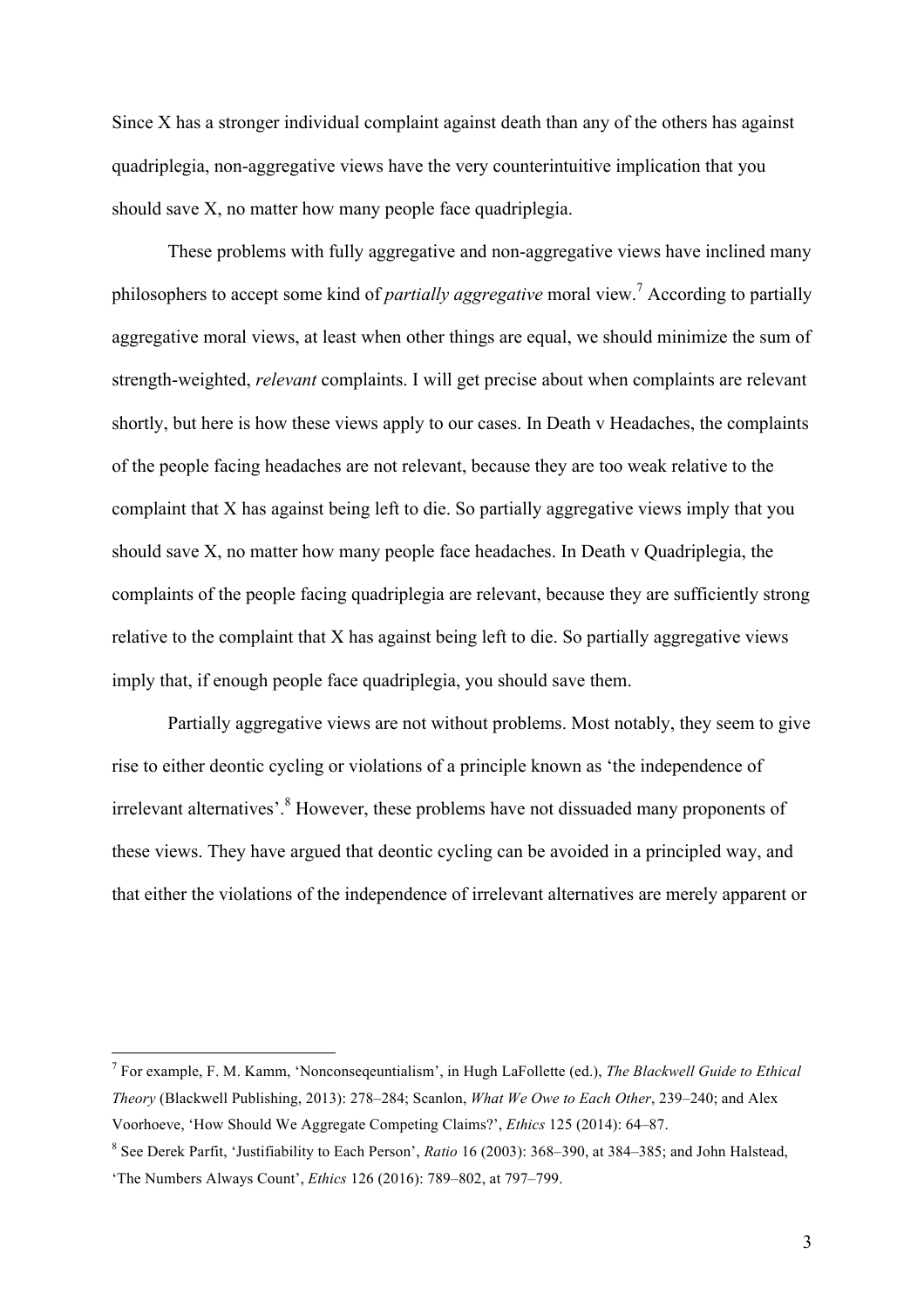Since X has a stronger individual complaint against death than any of the others has against quadriplegia, non-aggregative views have the very counterintuitive implication that you should save X, no matter how many people face quadriplegia.

These problems with fully aggregative and non-aggregative views have inclined many philosophers to accept some kind of *partially aggregative* moral view.[7] According to partially aggregative moral views, at least when other things are equal, we should minimize the sum of strength-weighted, *relevant* complaints. I will get precise about when complaints are relevant shortly, but here is how these views apply to our cases. In Death v Headaches, the complaints of the people facing headaches are not relevant, because they are too weak relative to the complaint that X has against being left to die. So partially aggregative views imply that you should save X, no matter how many people face headaches. In Death v Quadriplegia, the complaints of the people facing quadriplegia are relevant, because they are sufficiently strong relative to the complaint that X has against being left to die. So partially aggregative views imply that, if enough people face quadriplegia, you should save them.

Partially aggregative views are not without problems. Most notably, they seem to give rise to either deontic cycling or violations of a principle known as 'the independence of irrelevant alternatives'.[8] However, these problems have not dissuaded many proponents of these views. They have argued that deontic cycling can be avoided in a principled way, and that either the violations of the independence of irrelevant alternatives are merely apparent or

---

[7] For example, F. M. Kamm, 'Nonconseqeuntialism', in Hugh LaFollette (ed.), *The Blackwell Guide to Ethical Theory* (Blackwell Publishing, 2013): 278–284; Scanlon, *What We Owe to Each Other*, 239–240; and Alex Voorhoeve, 'How Should We Aggregate Competing Claims?', *Ethics* 125 (2014): 64–87.

[8] See Derek Parfit, 'Justifiability to Each Person', *Ratio* 16 (2003): 368–390, at 384–385; and John Halstead, 'The Numbers Always Count', *Ethics* 126 (2016): 789–802, at 797–799.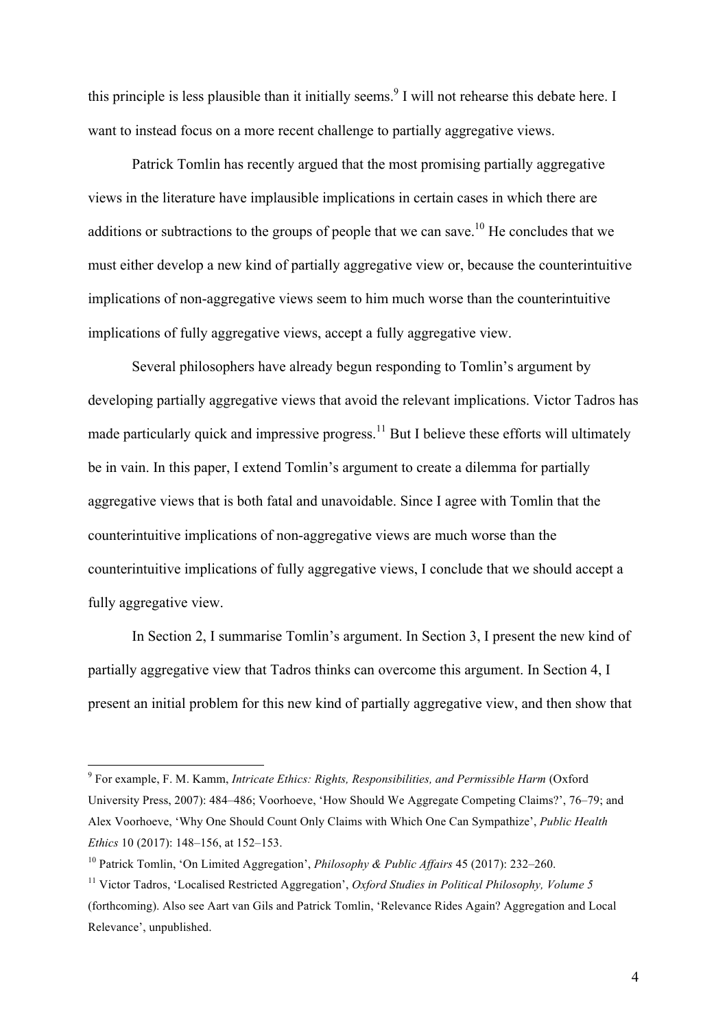this principle is less plausible than it initially seems.[9] I will not rehearse this debate here. I want to instead focus on a more recent challenge to partially aggregative views.

Patrick Tomlin has recently argued that the most promising partially aggregative views in the literature have implausible implications in certain cases in which there are additions or subtractions to the groups of people that we can save.[10] He concludes that we must either develop a new kind of partially aggregative view or, because the counterintuitive implications of non-aggregative views seem to him much worse than the counterintuitive implications of fully aggregative views, accept a fully aggregative view.

Several philosophers have already begun responding to Tomlin's argument by developing partially aggregative views that avoid the relevant implications. Victor Tadros has made particularly quick and impressive progress.[11] But I believe these efforts will ultimately be in vain. In this paper, I extend Tomlin's argument to create a dilemma for partially aggregative views that is both fatal and unavoidable. Since I agree with Tomlin that the counterintuitive implications of non-aggregative views are much worse than the counterintuitive implications of fully aggregative views, I conclude that we should accept a fully aggregative view.

In Section 2, I summarise Tomlin's argument. In Section 3, I present the new kind of partially aggregative view that Tadros thinks can overcome this argument. In Section 4, I present an initial problem for this new kind of partially aggregative view, and then show that

---

[9] For example, F. M. Kamm, *Intricate Ethics: Rights, Responsibilities, and Permissible Harm* (Oxford University Press, 2007): 484–486; Voorhoeve, 'How Should We Aggregate Competing Claims?', 76–79; and Alex Voorhoeve, 'Why One Should Count Only Claims with Which One Can Sympathize', *Public Health Ethics* 10 (2017): 148–156, at 152–153.

[10] Patrick Tomlin, 'On Limited Aggregation', *Philosophy & Public Affairs* 45 (2017): 232–260.

[11] Victor Tadros, 'Localised Restricted Aggregation', *Oxford Studies in Political Philosophy, Volume 5* (forthcoming). Also see Aart van Gils and Patrick Tomlin, 'Relevance Rides Again? Aggregation and Local Relevance', unpublished.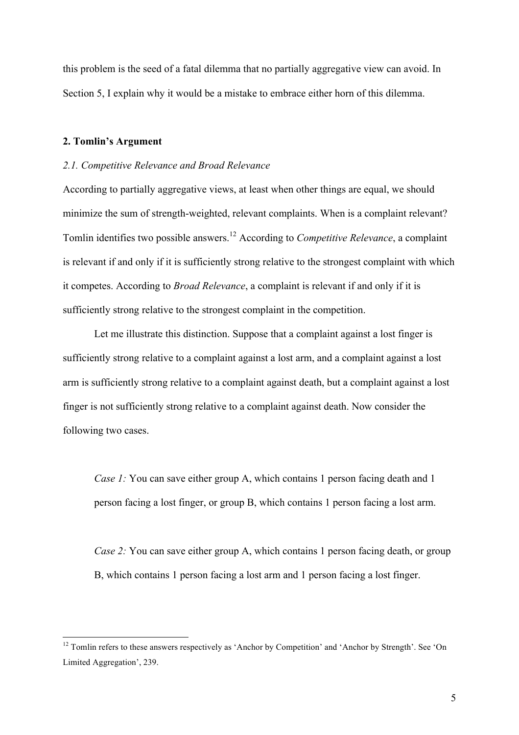this problem is the seed of a fatal dilemma that no partially aggregative view can avoid. In Section 5, I explain why it would be a mistake to embrace either horn of this dilemma.

## 2. Tomlin's Argument

### *2.1. Competitive Relevance and Broad Relevance*

According to partially aggregative views, at least when other things are equal, we should minimize the sum of strength-weighted, relevant complaints. When is a complaint relevant? Tomlin identifies two possible answers.[12] According to *Competitive Relevance*, a complaint is relevant if and only if it is sufficiently strong relative to the strongest complaint with which it competes. According to *Broad Relevance*, a complaint is relevant if and only if it is sufficiently strong relative to the strongest complaint in the competition.

Let me illustrate this distinction. Suppose that a complaint against a lost finger is sufficiently strong relative to a complaint against a lost arm, and a complaint against a lost arm is sufficiently strong relative to a complaint against death, but a complaint against a lost finger is not sufficiently strong relative to a complaint against death. Now consider the following two cases.

> *Case 1:* You can save either group A, which contains 1 person facing death and 1 person facing a lost finger, or group B, which contains 1 person facing a lost arm.
>
> *Case 2:* You can save either group A, which contains 1 person facing death, or group B, which contains 1 person facing a lost arm and 1 person facing a lost finger.

---

[12] Tomlin refers to these answers respectively as 'Anchor by Competition' and 'Anchor by Strength'. See 'On Limited Aggregation', 239.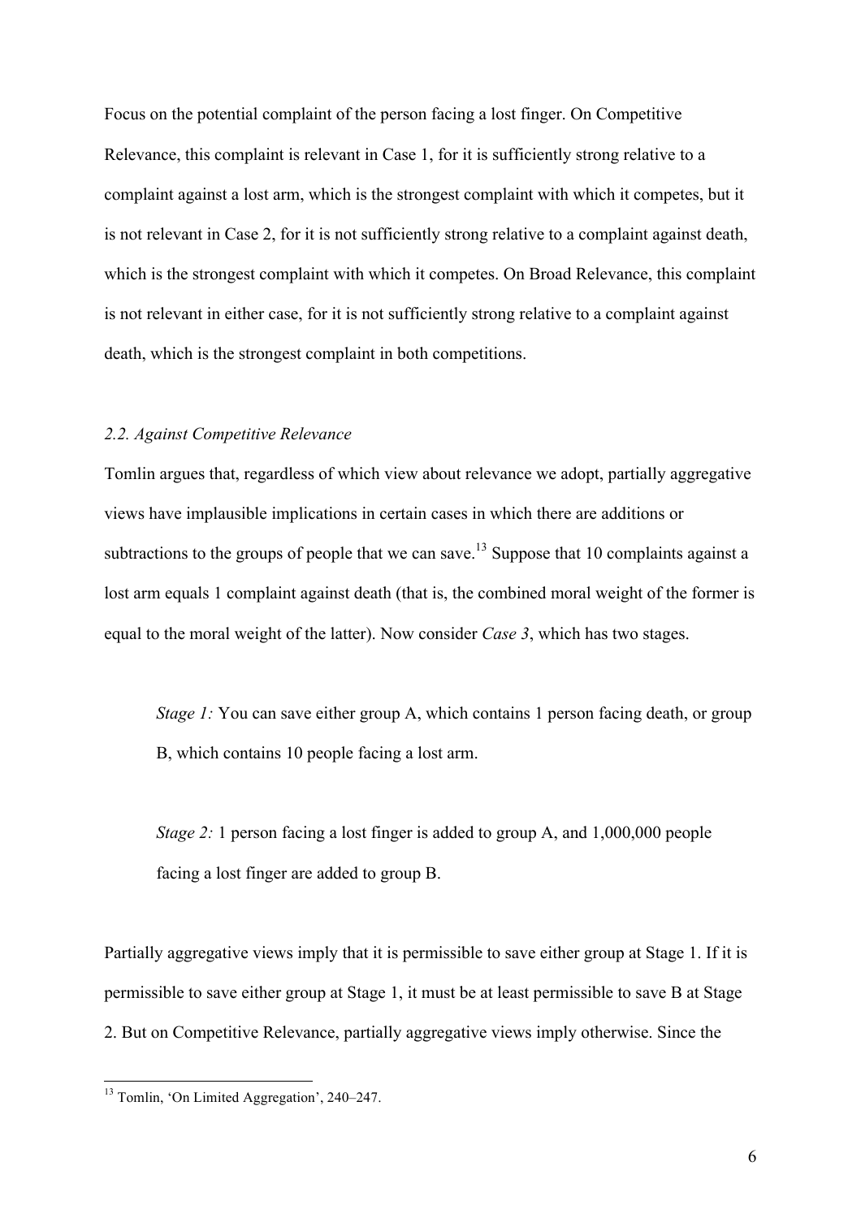Focus on the potential complaint of the person facing a lost finger. On Competitive Relevance, this complaint is relevant in Case 1, for it is sufficiently strong relative to a complaint against a lost arm, which is the strongest complaint with which it competes, but it is not relevant in Case 2, for it is not sufficiently strong relative to a complaint against death, which is the strongest complaint with which it competes. On Broad Relevance, this complaint is not relevant in either case, for it is not sufficiently strong relative to a complaint against death, which is the strongest complaint in both competitions.

### *2.2. Against Competitive Relevance*

Tomlin argues that, regardless of which view about relevance we adopt, partially aggregative views have implausible implications in certain cases in which there are additions or subtractions to the groups of people that we can save.[13] Suppose that 10 complaints against a lost arm equals 1 complaint against death (that is, the combined moral weight of the former is equal to the moral weight of the latter). Now consider *Case 3*, which has two stages.

> *Stage 1:* You can save either group A, which contains 1 person facing death, or group B, which contains 10 people facing a lost arm.
>
> *Stage 2:* 1 person facing a lost finger is added to group A, and 1,000,000 people facing a lost finger are added to group B.

Partially aggregative views imply that it is permissible to save either group at Stage 1. If it is permissible to save either group at Stage 1, it must be at least permissible to save B at Stage 2. But on Competitive Relevance, partially aggregative views imply otherwise. Since the

---

[13] Tomlin, 'On Limited Aggregation', 240–247.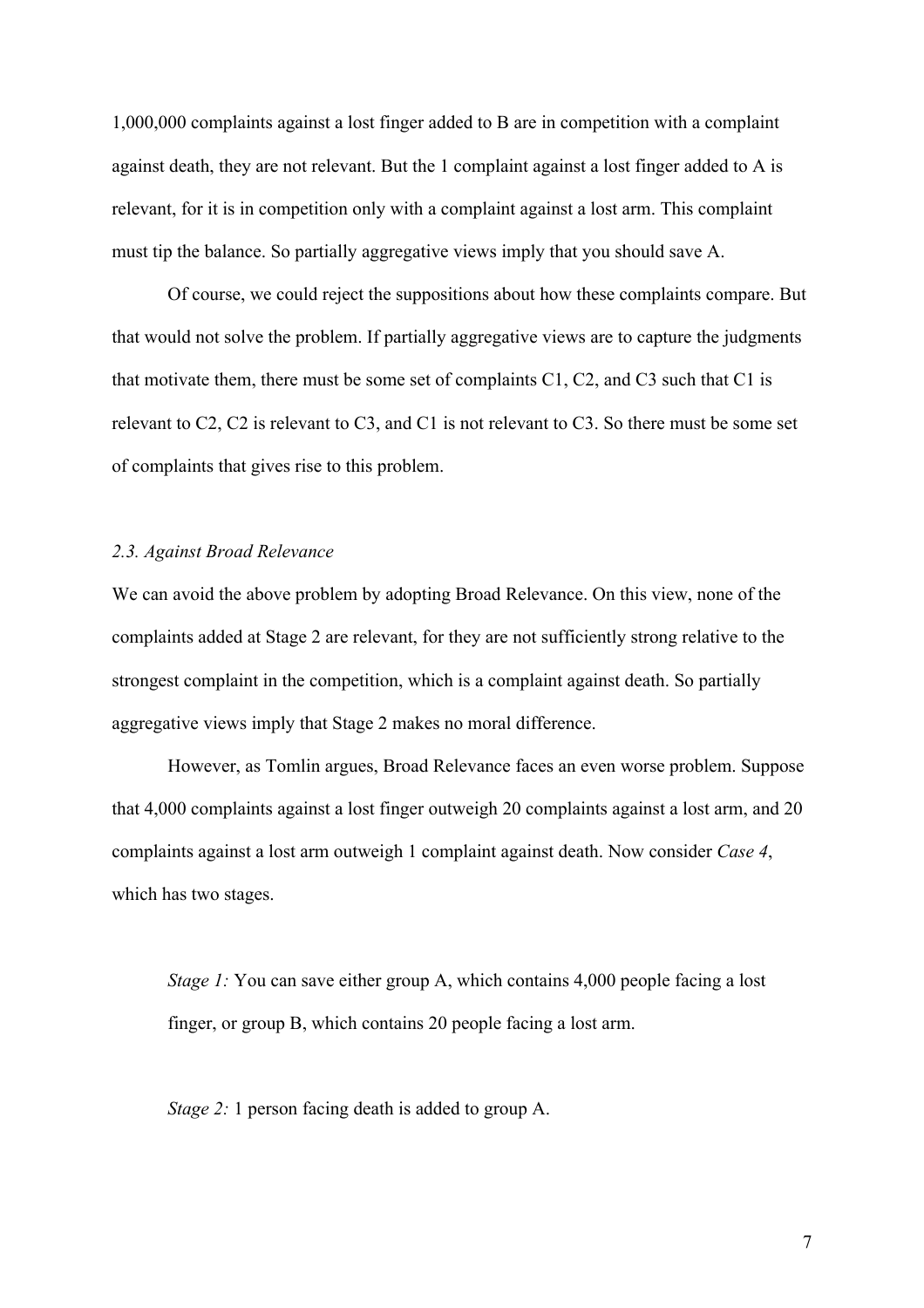1,000,000 complaints against a lost finger added to B are in competition with a complaint against death, they are not relevant. But the 1 complaint against a lost finger added to A is relevant, for it is in competition only with a complaint against a lost arm. This complaint must tip the balance. So partially aggregative views imply that you should save A.

Of course, we could reject the suppositions about how these complaints compare. But that would not solve the problem. If partially aggregative views are to capture the judgments that motivate them, there must be some set of complaints C1, C2, and C3 such that C1 is relevant to C2, C2 is relevant to C3, and C1 is not relevant to C3. So there must be some set of complaints that gives rise to this problem.

### *2.3. Against Broad Relevance*

We can avoid the above problem by adopting Broad Relevance. On this view, none of the complaints added at Stage 2 are relevant, for they are not sufficiently strong relative to the strongest complaint in the competition, which is a complaint against death. So partially aggregative views imply that Stage 2 makes no moral difference.

However, as Tomlin argues, Broad Relevance faces an even worse problem. Suppose that 4,000 complaints against a lost finger outweigh 20 complaints against a lost arm, and 20 complaints against a lost arm outweigh 1 complaint against death. Now consider *Case 4*, which has two stages.

> *Stage 1:* You can save either group A, which contains 4,000 people facing a lost finger, or group B, which contains 20 people facing a lost arm.
>
> *Stage 2:* 1 person facing death is added to group A.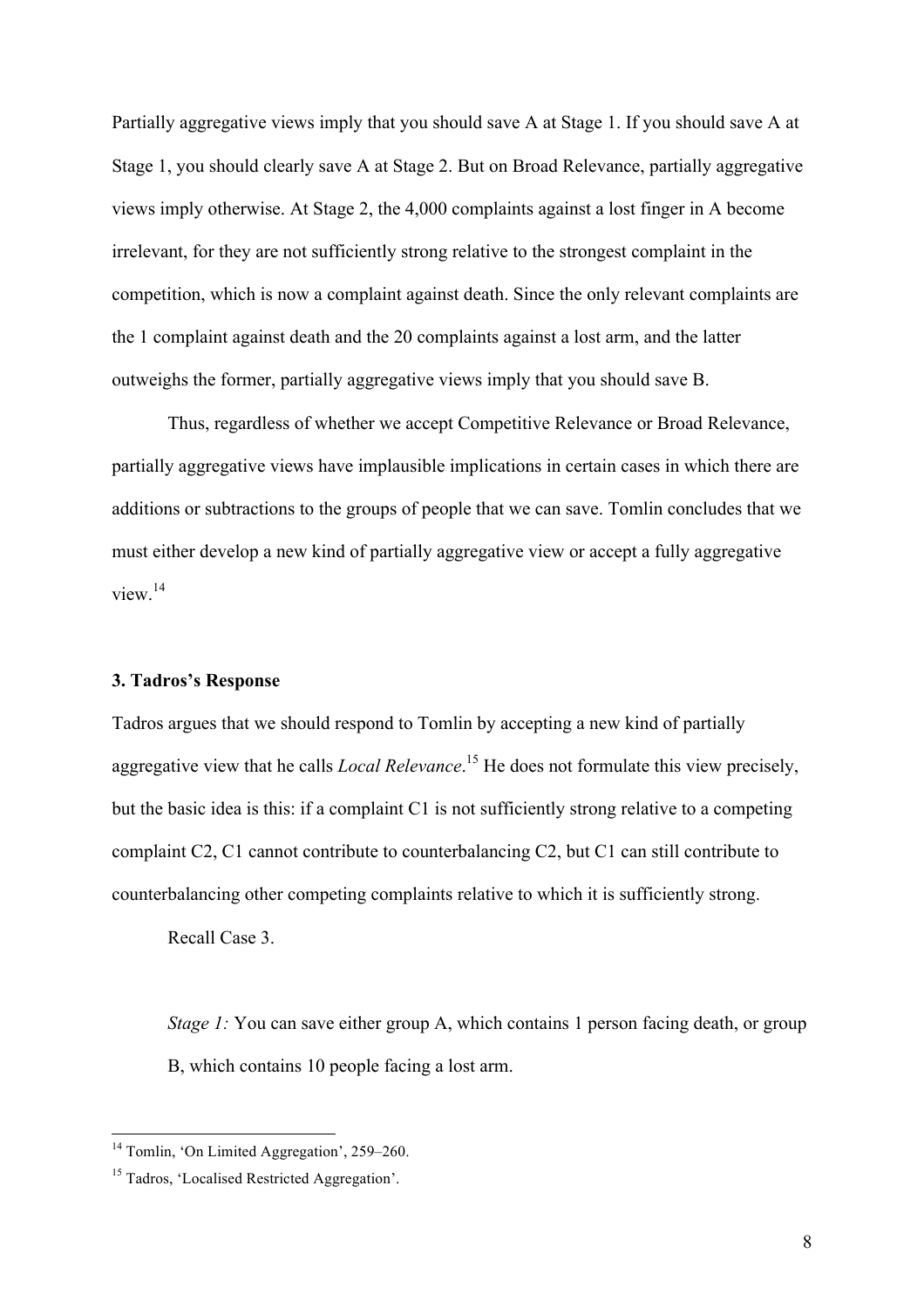Partially aggregative views imply that you should save A at Stage 1. If you should save A at Stage 1, you should clearly save A at Stage 2. But on Broad Relevance, partially aggregative views imply otherwise. At Stage 2, the 4,000 complaints against a lost finger in A become irrelevant, for they are not sufficiently strong relative to the strongest complaint in the competition, which is now a complaint against death. Since the only relevant complaints are the 1 complaint against death and the 20 complaints against a lost arm, and the latter outweighs the former, partially aggregative views imply that you should save B.

Thus, regardless of whether we accept Competitive Relevance or Broad Relevance, partially aggregative views have implausible implications in certain cases in which there are additions or subtractions to the groups of people that we can save. Tomlin concludes that we must either develop a new kind of partially aggregative view or accept a fully aggregative view.[14]

### 3. Tadros's Response

Tadros argues that we should respond to Tomlin by accepting a new kind of partially aggregative view that he calls *Local Relevance*.[15] He does not formulate this view precisely, but the basic idea is this: if a complaint C1 is not sufficiently strong relative to a competing complaint C2, C1 cannot contribute to counterbalancing C2, but C1 can still contribute to counterbalancing other competing complaints relative to which it is sufficiently strong.

Recall Case 3.

> *Stage 1:* You can save either group A, which contains 1 person facing death, or group B, which contains 10 people facing a lost arm.

---

[14] Tomlin, 'On Limited Aggregation', 259–260.

[15] Tadros, 'Localised Restricted Aggregation'.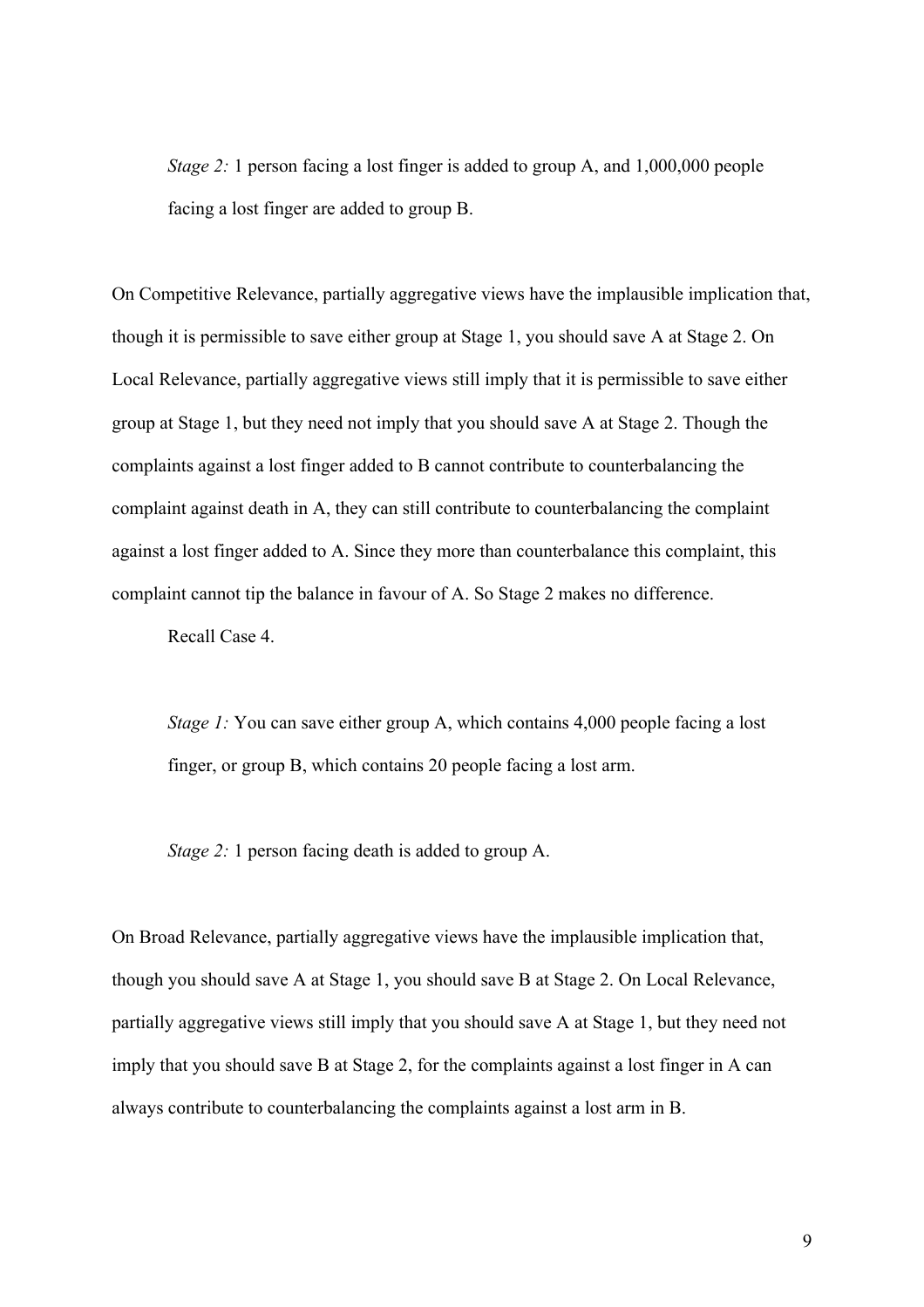> *Stage 2:* 1 person facing a lost finger is added to group A, and 1,000,000 people facing a lost finger are added to group B.

On Competitive Relevance, partially aggregative views have the implausible implication that, though it is permissible to save either group at Stage 1, you should save A at Stage 2. On Local Relevance, partially aggregative views still imply that it is permissible to save either group at Stage 1, but they need not imply that you should save A at Stage 2. Though the complaints against a lost finger added to B cannot contribute to counterbalancing the complaint against death in A, they can still contribute to counterbalancing the complaint against a lost finger added to A. Since they more than counterbalance this complaint, this complaint cannot tip the balance in favour of A. So Stage 2 makes no difference.

Recall Case 4.

> *Stage 1:* You can save either group A, which contains 4,000 people facing a lost finger, or group B, which contains 20 people facing a lost arm.
>
> *Stage 2:* 1 person facing death is added to group A.

On Broad Relevance, partially aggregative views have the implausible implication that, though you should save A at Stage 1, you should save B at Stage 2. On Local Relevance, partially aggregative views still imply that you should save A at Stage 1, but they need not imply that you should save B at Stage 2, for the complaints against a lost finger in A can always contribute to counterbalancing the complaints against a lost arm in B.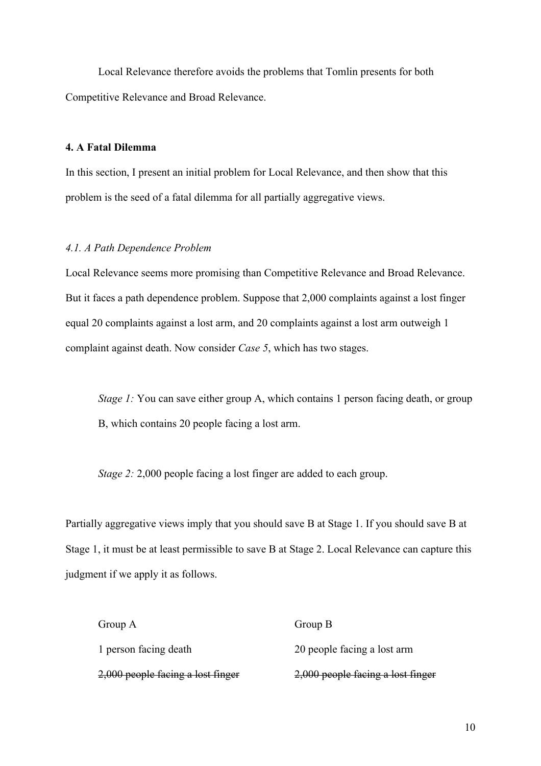Local Relevance therefore avoids the problems that Tomlin presents for both Competitive Relevance and Broad Relevance.

### 4. A Fatal Dilemma

In this section, I present an initial problem for Local Relevance, and then show that this problem is the seed of a fatal dilemma for all partially aggregative views.

#### *4.1. A Path Dependence Problem*

Local Relevance seems more promising than Competitive Relevance and Broad Relevance. But it faces a path dependence problem. Suppose that 2,000 complaints against a lost finger equal 20 complaints against a lost arm, and 20 complaints against a lost arm outweigh 1 complaint against death. Now consider *Case 5*, which has two stages.

> *Stage 1:* You can save either group A, which contains 1 person facing death, or group B, which contains 20 people facing a lost arm.
>
> *Stage 2:* 2,000 people facing a lost finger are added to each group.

Partially aggregative views imply that you should save B at Stage 1. If you should save B at Stage 1, it must be at least permissible to save B at Stage 2. Local Relevance can capture this judgment if we apply it as follows.

| Group A | Group B |
|---|---|
| 1 person facing death | 20 people facing a lost arm |
| ~~2,000 people facing a lost finger~~ | ~~2,000 people facing a lost finger~~ |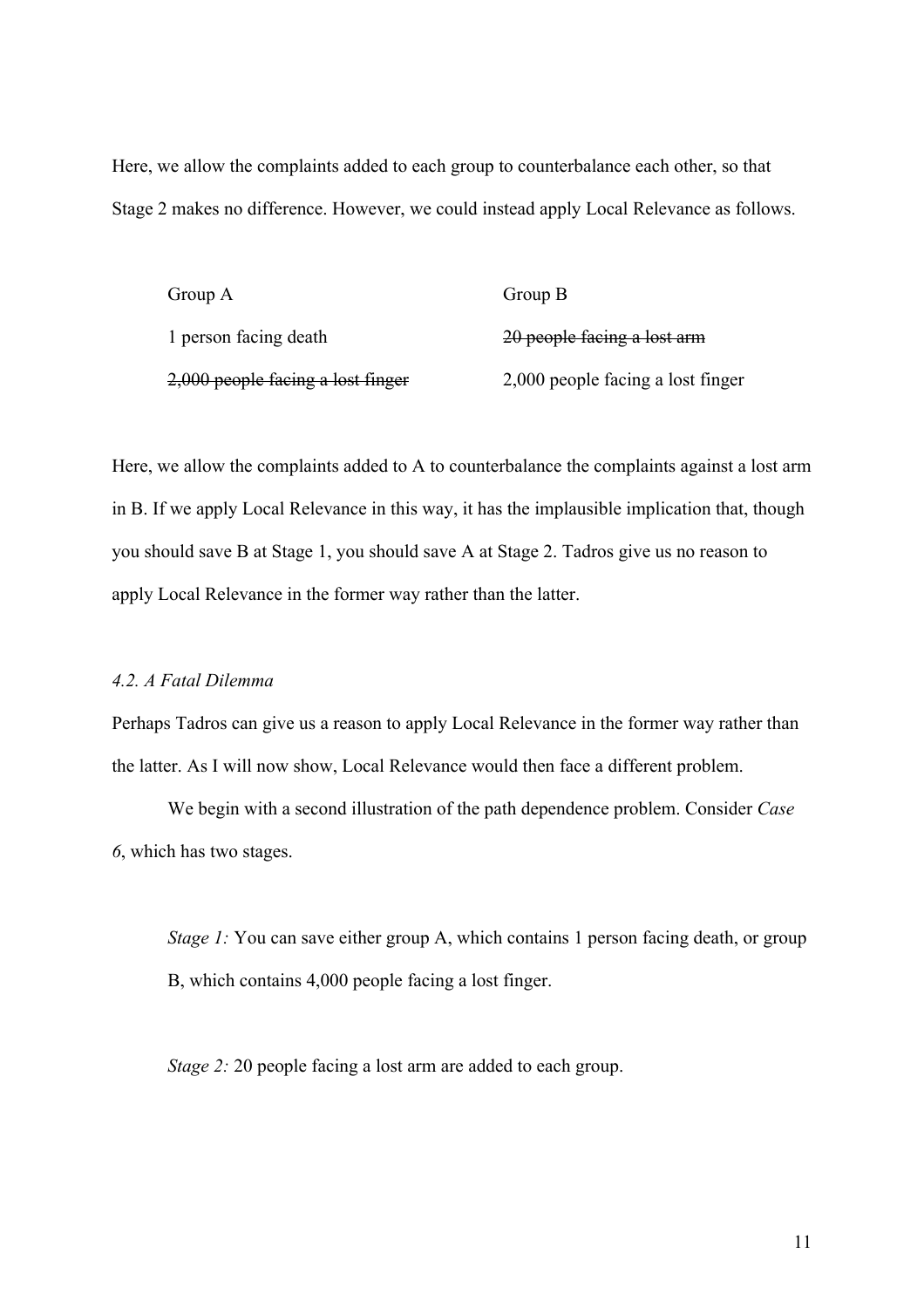Here, we allow the complaints added to each group to counterbalance each other, so that Stage 2 makes no difference. However, we could instead apply Local Relevance as follows.

| Group A | Group B |
| --- | --- |
| 1 person facing death | ~~20 people facing a lost arm~~ |
| ~~2,000 people facing a lost finger~~ | 2,000 people facing a lost finger |

Here, we allow the complaints added to A to counterbalance the complaints against a lost arm in B. If we apply Local Relevance in this way, it has the implausible implication that, though you should save B at Stage 1, you should save A at Stage 2. Tadros give us no reason to apply Local Relevance in the former way rather than the latter.

### *4.2. A Fatal Dilemma*

Perhaps Tadros can give us a reason to apply Local Relevance in the former way rather than the latter. As I will now show, Local Relevance would then face a different problem.

We begin with a second illustration of the path dependence problem. Consider *Case 6*, which has two stages.

> *Stage 1:* You can save either group A, which contains 1 person facing death, or group B, which contains 4,000 people facing a lost finger.
>
> *Stage 2:* 20 people facing a lost arm are added to each group.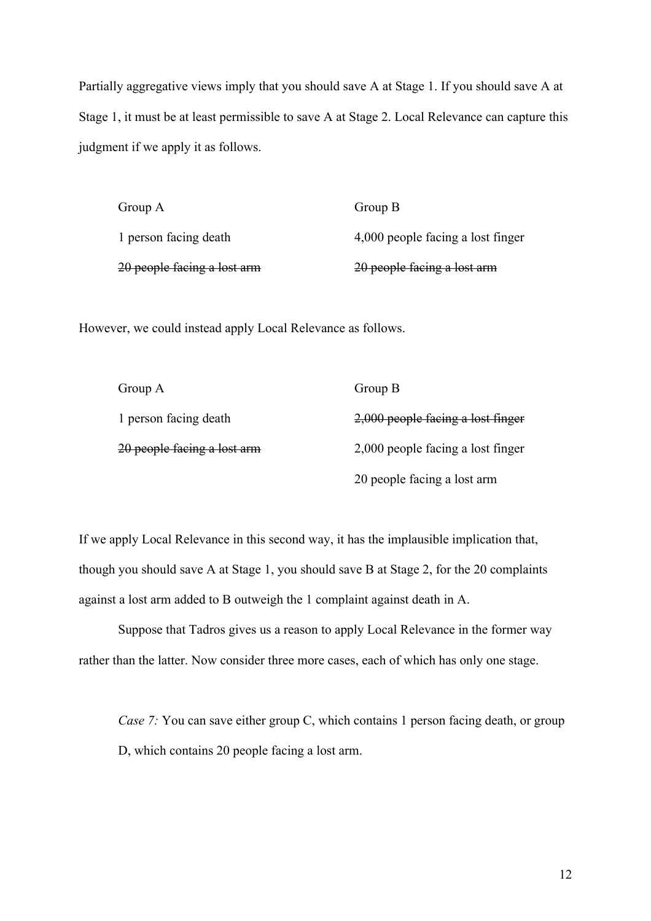Partially aggregative views imply that you should save A at Stage 1. If you should save A at Stage 1, it must be at least permissible to save A at Stage 2. Local Relevance can capture this judgment if we apply it as follows.

| Group A | Group B |
| --- | --- |
| 1 person facing death | 4,000 people facing a lost finger |
| ~~20 people facing a lost arm~~ | ~~20 people facing a lost arm~~ |

However, we could instead apply Local Relevance as follows.

| Group A | Group B |
| --- | --- |
| 1 person facing death | ~~2,000 people facing a lost finger~~ |
| ~~20 people facing a lost arm~~ | 2,000 people facing a lost finger |
| | 20 people facing a lost arm |

If we apply Local Relevance in this second way, it has the implausible implication that, though you should save A at Stage 1, you should save B at Stage 2, for the 20 complaints against a lost arm added to B outweigh the 1 complaint against death in A.

Suppose that Tadros gives us a reason to apply Local Relevance in the former way rather than the latter. Now consider three more cases, each of which has only one stage.

> *Case 7:* You can save either group C, which contains 1 person facing death, or group D, which contains 20 people facing a lost arm.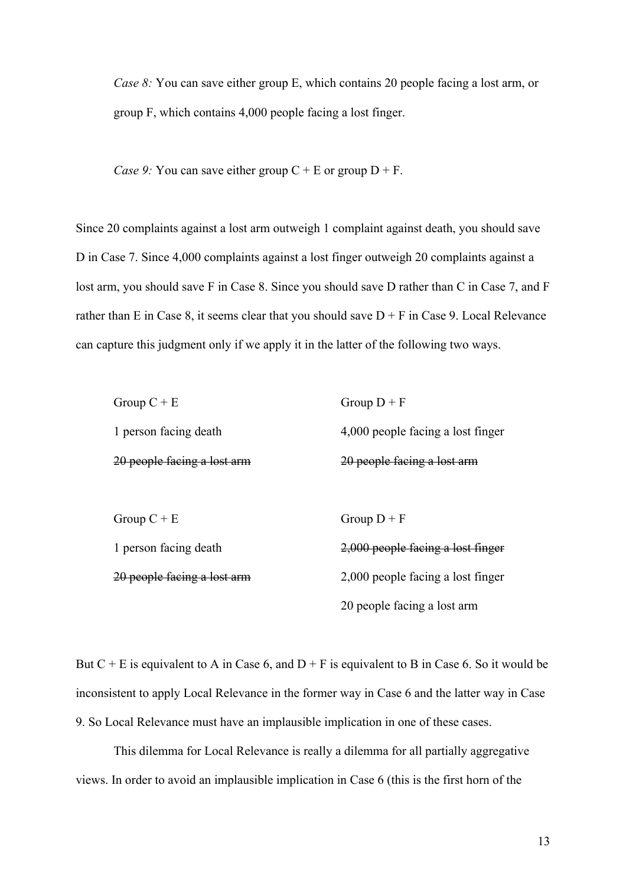*Case 8:* You can save either group E, which contains 20 people facing a lost arm, or group F, which contains 4,000 people facing a lost finger.

*Case 9:* You can save either group C + E or group D + F.

Since 20 complaints against a lost arm outweigh 1 complaint against death, you should save D in Case 7. Since 4,000 complaints against a lost finger outweigh 20 complaints against a lost arm, you should save F in Case 8. Since you should save D rather than C in Case 7, and F rather than E in Case 8, it seems clear that you should save D + F in Case 9. Local Relevance can capture this judgment only if we apply it in the latter of the following two ways.

| Group C + E | Group D + F |
|---|---|
| 1 person facing death | 4,000 people facing a lost finger |
| ~~20 people facing a lost arm~~ | ~~20 people facing a lost arm~~ |

| Group C + E | Group D + F |
|---|---|
| 1 person facing death | ~~2,000 people facing a lost finger~~ |
| ~~20 people facing a lost arm~~ | 2,000 people facing a lost finger |
| | 20 people facing a lost arm |

But C + E is equivalent to A in Case 6, and D + F is equivalent to B in Case 6. So it would be inconsistent to apply Local Relevance in the former way in Case 6 and the latter way in Case 9. So Local Relevance must have an implausible implication in one of these cases.

This dilemma for Local Relevance is really a dilemma for all partially aggregative views. In order to avoid an implausible implication in Case 6 (this is the first horn of the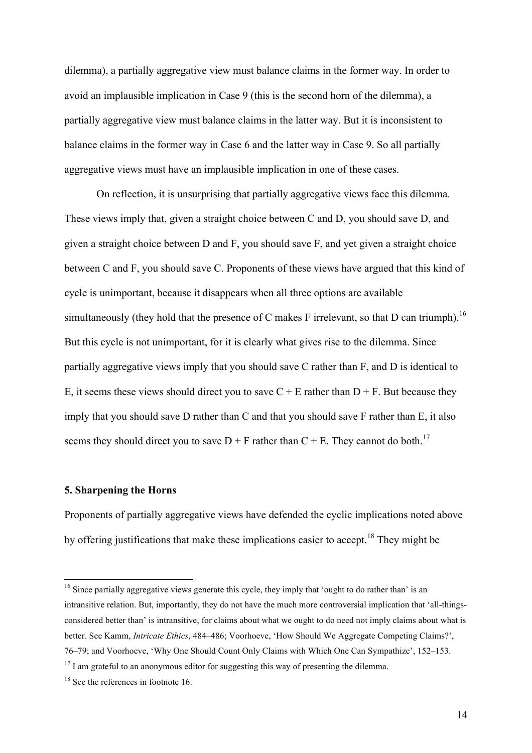dilemma), a partially aggregative view must balance claims in the former way. In order to avoid an implausible implication in Case 9 (this is the second horn of the dilemma), a partially aggregative view must balance claims in the latter way. But it is inconsistent to balance claims in the former way in Case 6 and the latter way in Case 9. So all partially aggregative views must have an implausible implication in one of these cases.

On reflection, it is unsurprising that partially aggregative views face this dilemma. These views imply that, given a straight choice between C and D, you should save D, and given a straight choice between D and F, you should save F, and yet given a straight choice between C and F, you should save C. Proponents of these views have argued that this kind of cycle is unimportant, because it disappears when all three options are available simultaneously (they hold that the presence of C makes F irrelevant, so that D can triumph).[16] But this cycle is not unimportant, for it is clearly what gives rise to the dilemma. Since partially aggregative views imply that you should save C rather than F, and D is identical to E, it seems these views should direct you to save C + E rather than D + F. But because they imply that you should save D rather than C and that you should save F rather than E, it also seems they should direct you to save D + F rather than C + E. They cannot do both.[17]

### 5. Sharpening the Horns

Proponents of partially aggregative views have defended the cyclic implications noted above by offering justifications that make these implications easier to accept.[18] They might be

[16] Since partially aggregative views generate this cycle, they imply that 'ought to do rather than' is an intransitive relation. But, importantly, they do not have the much more controversial implication that 'all-things-considered better than' is intransitive, for claims about what we ought to do need not imply claims about what is better. See Kamm, *Intricate Ethics*, 484–486; Voorhoeve, 'How Should We Aggregate Competing Claims?', 76–79; and Voorhoeve, 'Why One Should Count Only Claims with Which One Can Sympathize', 152–153.

[17] I am grateful to an anonymous editor for suggesting this way of presenting the dilemma.

[18] See the references in footnote 16.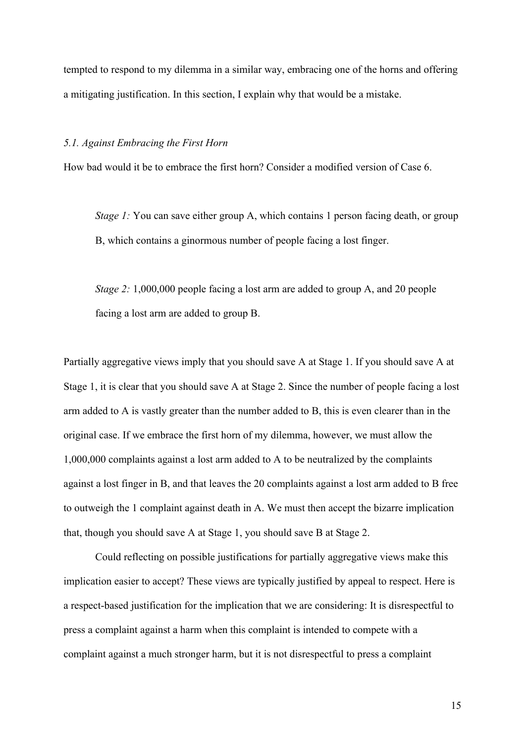tempted to respond to my dilemma in a similar way, embracing one of the horns and offering a mitigating justification. In this section, I explain why that would be a mistake.

### *5.1. Against Embracing the First Horn*

How bad would it be to embrace the first horn? Consider a modified version of Case 6.

> *Stage 1:* You can save either group A, which contains 1 person facing death, or group B, which contains a ginormous number of people facing a lost finger.
>
> *Stage 2:* 1,000,000 people facing a lost arm are added to group A, and 20 people facing a lost arm are added to group B.

Partially aggregative views imply that you should save A at Stage 1. If you should save A at Stage 1, it is clear that you should save A at Stage 2. Since the number of people facing a lost arm added to A is vastly greater than the number added to B, this is even clearer than in the original case. If we embrace the first horn of my dilemma, however, we must allow the 1,000,000 complaints against a lost arm added to A to be neutralized by the complaints against a lost finger in B, and that leaves the 20 complaints against a lost arm added to B free to outweigh the 1 complaint against death in A. We must then accept the bizarre implication that, though you should save A at Stage 1, you should save B at Stage 2.

Could reflecting on possible justifications for partially aggregative views make this implication easier to accept? These views are typically justified by appeal to respect. Here is a respect-based justification for the implication that we are considering: It is disrespectful to press a complaint against a harm when this complaint is intended to compete with a complaint against a much stronger harm, but it is not disrespectful to press a complaint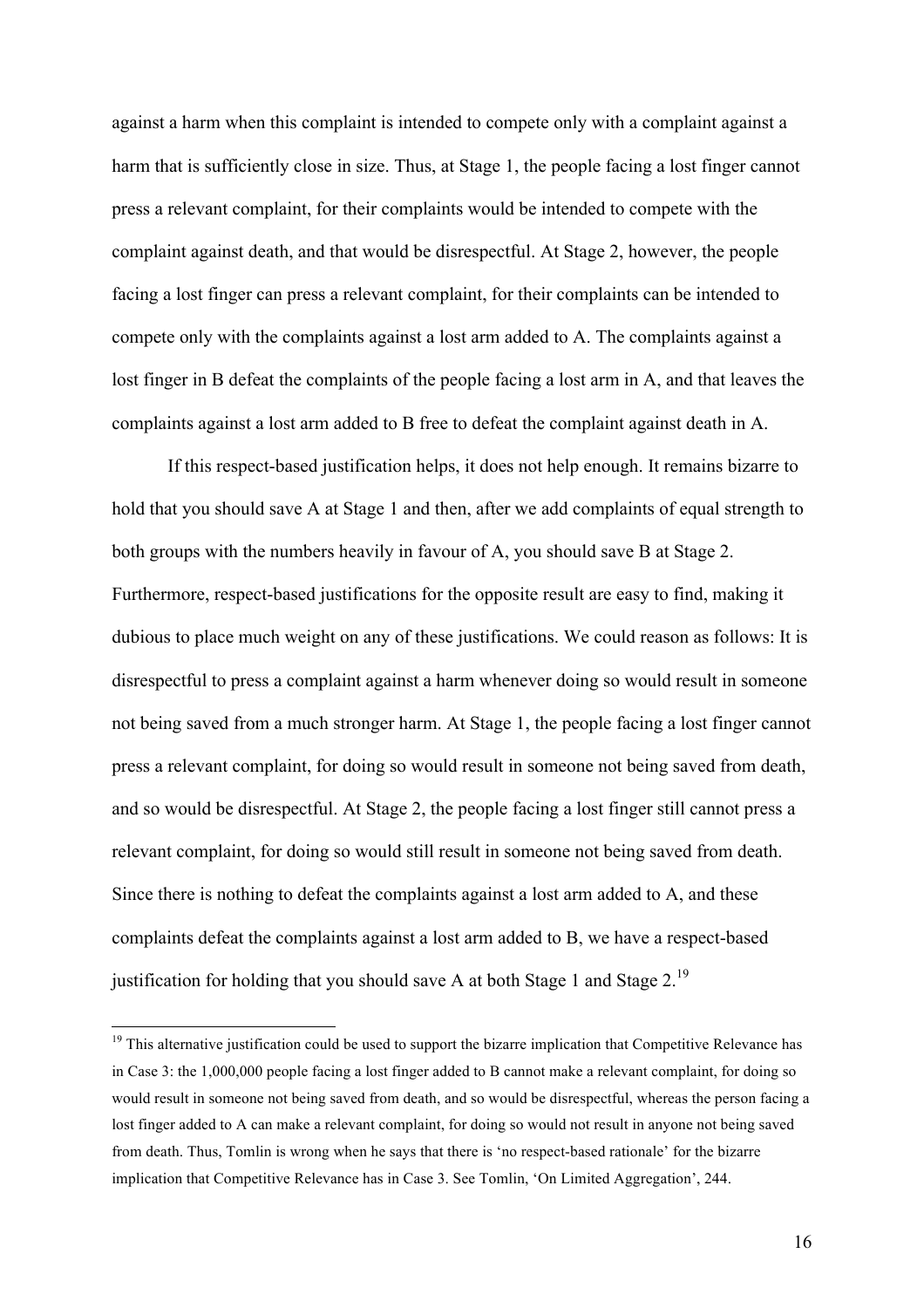against a harm when this complaint is intended to compete only with a complaint against a harm that is sufficiently close in size. Thus, at Stage 1, the people facing a lost finger cannot press a relevant complaint, for their complaints would be intended to compete with the complaint against death, and that would be disrespectful. At Stage 2, however, the people facing a lost finger can press a relevant complaint, for their complaints can be intended to compete only with the complaints against a lost arm added to A. The complaints against a lost finger in B defeat the complaints of the people facing a lost arm in A, and that leaves the complaints against a lost arm added to B free to defeat the complaint against death in A.

If this respect-based justification helps, it does not help enough. It remains bizarre to hold that you should save A at Stage 1 and then, after we add complaints of equal strength to both groups with the numbers heavily in favour of A, you should save B at Stage 2. Furthermore, respect-based justifications for the opposite result are easy to find, making it dubious to place much weight on any of these justifications. We could reason as follows: It is disrespectful to press a complaint against a harm whenever doing so would result in someone not being saved from a much stronger harm. At Stage 1, the people facing a lost finger cannot press a relevant complaint, for doing so would result in someone not being saved from death, and so would be disrespectful. At Stage 2, the people facing a lost finger still cannot press a relevant complaint, for doing so would still result in someone not being saved from death. Since there is nothing to defeat the complaints against a lost arm added to A, and these complaints defeat the complaints against a lost arm added to B, we have a respect-based justification for holding that you should save A at both Stage 1 and Stage 2.[19]

---

[19] This alternative justification could be used to support the bizarre implication that Competitive Relevance has in Case 3: the 1,000,000 people facing a lost finger added to B cannot make a relevant complaint, for doing so would result in someone not being saved from death, and so would be disrespectful, whereas the person facing a lost finger added to A can make a relevant complaint, for doing so would not result in anyone not being saved from death. Thus, Tomlin is wrong when he says that there is 'no respect-based rationale' for the bizarre implication that Competitive Relevance has in Case 3. See Tomlin, 'On Limited Aggregation', 244.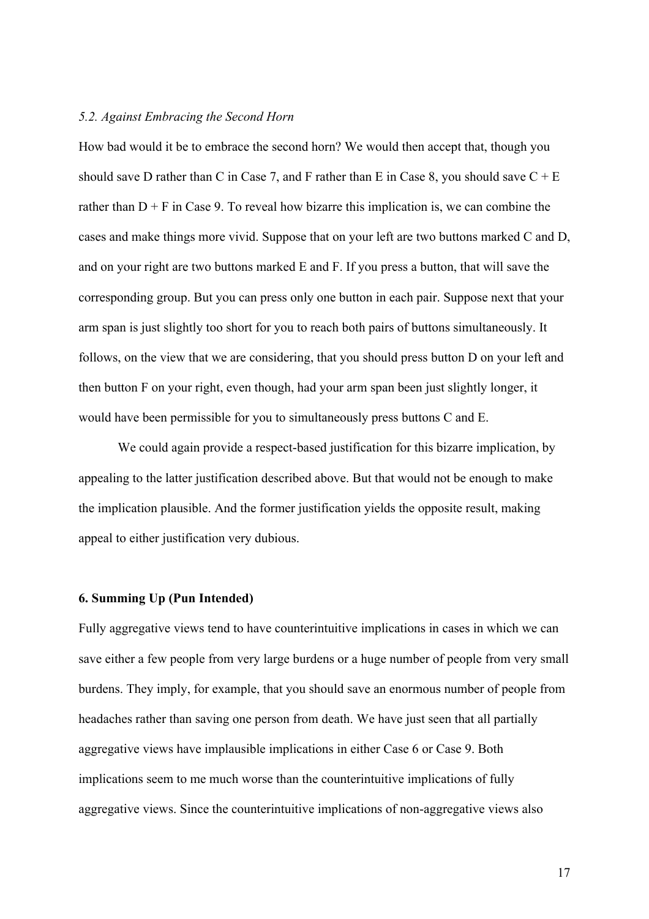### *5.2. Against Embracing the Second Horn*

How bad would it be to embrace the second horn? We would then accept that, though you should save D rather than C in Case 7, and F rather than E in Case 8, you should save C + E rather than D + F in Case 9. To reveal how bizarre this implication is, we can combine the cases and make things more vivid. Suppose that on your left are two buttons marked C and D, and on your right are two buttons marked E and F. If you press a button, that will save the corresponding group. But you can press only one button in each pair. Suppose next that your arm span is just slightly too short for you to reach both pairs of buttons simultaneously. It follows, on the view that we are considering, that you should press button D on your left and then button F on your right, even though, had your arm span been just slightly longer, it would have been permissible for you to simultaneously press buttons C and E.

We could again provide a respect-based justification for this bizarre implication, by appealing to the latter justification described above. But that would not be enough to make the implication plausible. And the former justification yields the opposite result, making appeal to either justification very dubious.

## **6. Summing Up (Pun Intended)**

Fully aggregative views tend to have counterintuitive implications in cases in which we can save either a few people from very large burdens or a huge number of people from very small burdens. They imply, for example, that you should save an enormous number of people from headaches rather than saving one person from death. We have just seen that all partially aggregative views have implausible implications in either Case 6 or Case 9. Both implications seem to me much worse than the counterintuitive implications of fully aggregative views. Since the counterintuitive implications of non-aggregative views also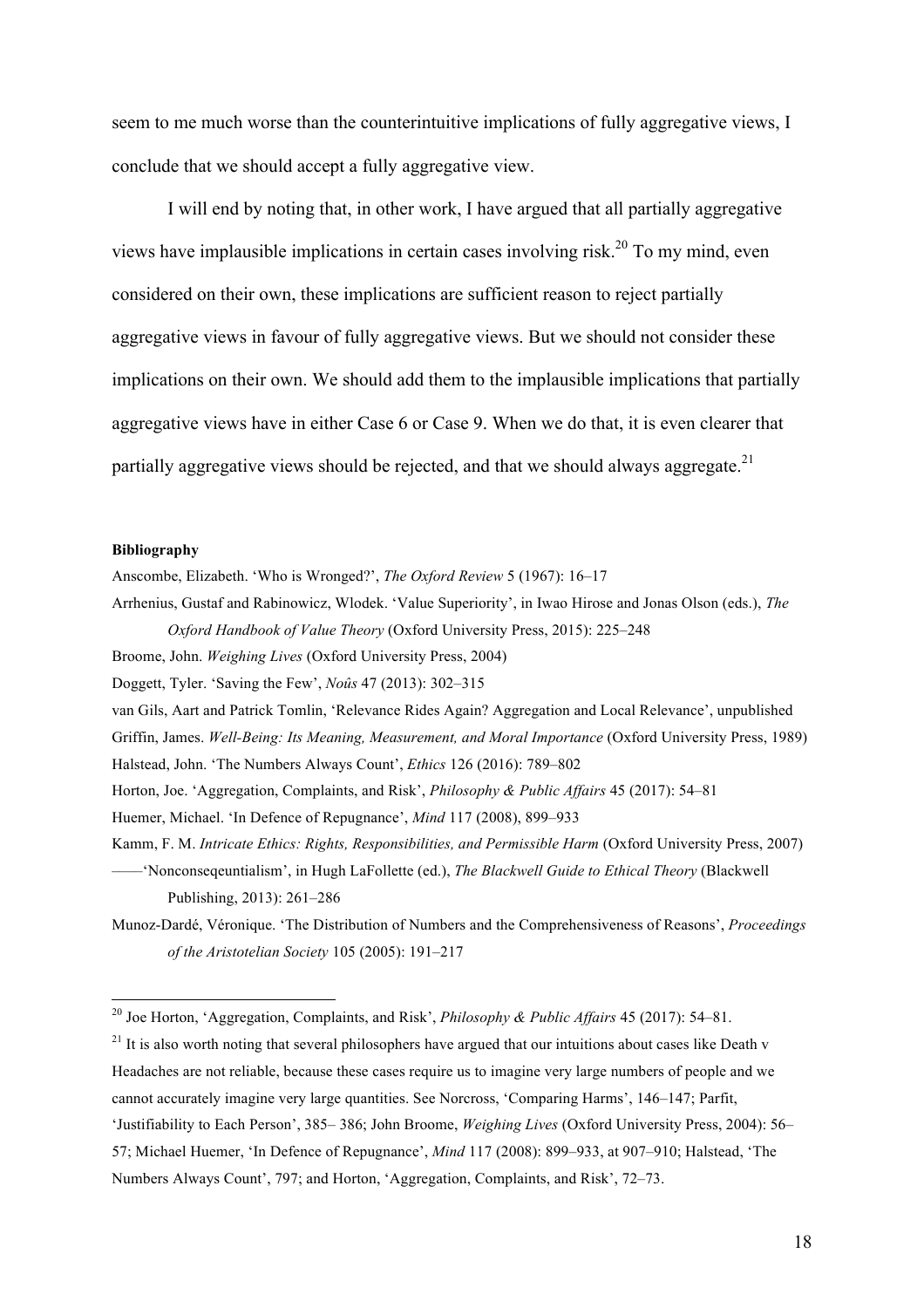seem to me much worse than the counterintuitive implications of fully aggregative views, I conclude that we should accept a fully aggregative view.

I will end by noting that, in other work, I have argued that all partially aggregative views have implausible implications in certain cases involving risk.[20] To my mind, even considered on their own, these implications are sufficient reason to reject partially aggregative views in favour of fully aggregative views. But we should not consider these implications on their own. We should add them to the implausible implications that partially aggregative views have in either Case 6 or Case 9. When we do that, it is even clearer that partially aggregative views should be rejected, and that we should always aggregate.[21]

**Bibliography**

Anscombe, Elizabeth. 'Who is Wronged?', *The Oxford Review* 5 (1967): 16–17

Arrhenius, Gustaf and Rabinowicz, Wlodek. 'Value Superiority', in Iwao Hirose and Jonas Olson (eds.), *The Oxford Handbook of Value Theory* (Oxford University Press, 2015): 225–248

Broome, John. *Weighing Lives* (Oxford University Press, 2004)

Doggett, Tyler. 'Saving the Few', *Noûs* 47 (2013): 302–315

van Gils, Aart and Patrick Tomlin, 'Relevance Rides Again? Aggregation and Local Relevance', unpublished

Griffin, James. *Well-Being: Its Meaning, Measurement, and Moral Importance* (Oxford University Press, 1989)

Halstead, John. 'The Numbers Always Count', *Ethics* 126 (2016): 789–802

Horton, Joe. 'Aggregation, Complaints, and Risk', *Philosophy & Public Affairs* 45 (2017): 54–81

Huemer, Michael. 'In Defence of Repugnance', *Mind* 117 (2008), 899–933

Kamm, F. M. *Intricate Ethics: Rights, Responsibilities, and Permissible Harm* (Oxford University Press, 2007)

——'Nonconseqeuntialism', in Hugh LaFollette (ed.), *The Blackwell Guide to Ethical Theory* (Blackwell Publishing, 2013): 261–286

Munoz-Dardé, Véronique. 'The Distribution of Numbers and the Comprehensiveness of Reasons', *Proceedings of the Aristotelian Society* 105 (2005): 191–217

---

[20] Joe Horton, 'Aggregation, Complaints, and Risk', *Philosophy & Public Affairs* 45 (2017): 54–81.

[21] It is also worth noting that several philosophers have argued that our intuitions about cases like Death v Headaches are not reliable, because these cases require us to imagine very large numbers of people and we cannot accurately imagine very large quantities. See Norcross, 'Comparing Harms', 146–147; Parfit, 'Justifiability to Each Person', 385– 386; John Broome, *Weighing Lives* (Oxford University Press, 2004): 56–57; Michael Huemer, 'In Defence of Repugnance', *Mind* 117 (2008): 899–933, at 907–910; Halstead, 'The Numbers Always Count', 797; and Horton, 'Aggregation, Complaints, and Risk', 72–73.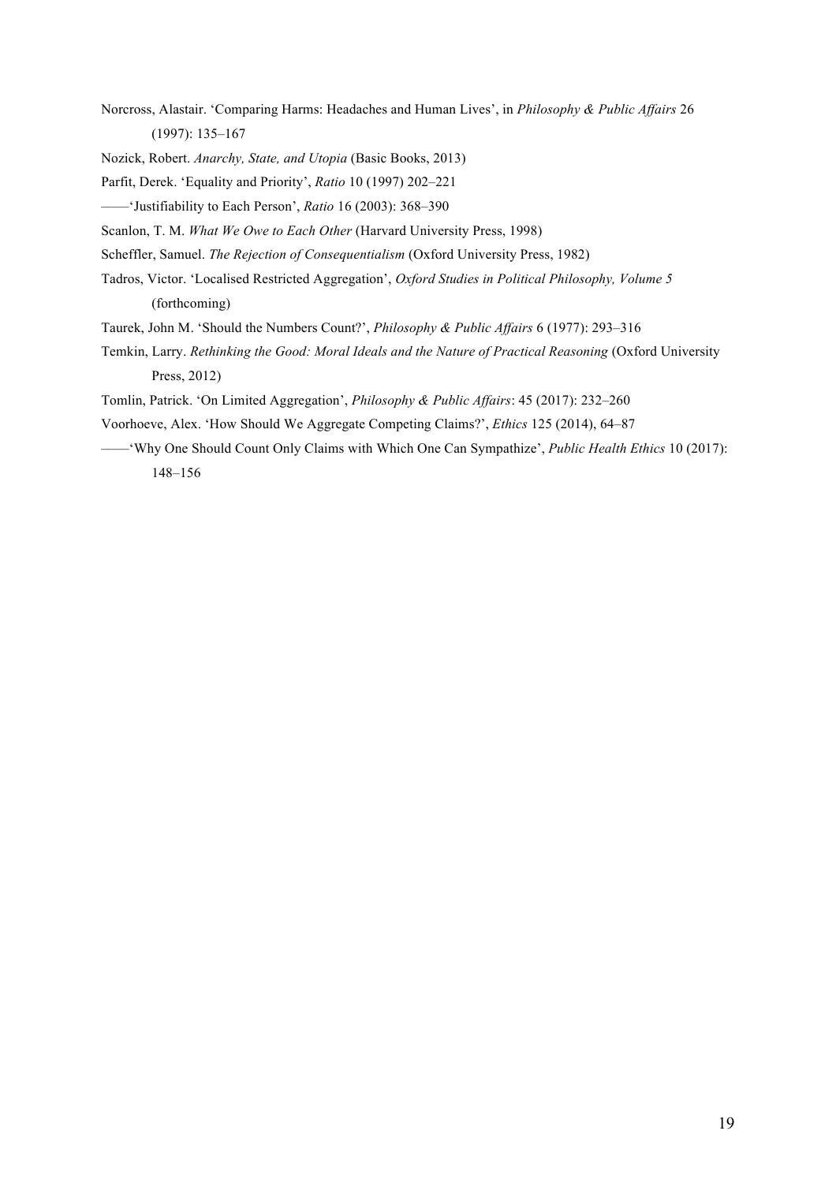Norcross, Alastair. 'Comparing Harms: Headaches and Human Lives', in *Philosophy & Public Affairs* 26 (1997): 135–167

Nozick, Robert. *Anarchy, State, and Utopia* (Basic Books, 2013)

Parfit, Derek. 'Equality and Priority', *Ratio* 10 (1997) 202–221

——'Justifiability to Each Person', *Ratio* 16 (2003): 368–390

Scanlon, T. M. *What We Owe to Each Other* (Harvard University Press, 1998)

Scheffler, Samuel. *The Rejection of Consequentialism* (Oxford University Press, 1982)

Tadros, Victor. 'Localised Restricted Aggregation', *Oxford Studies in Political Philosophy, Volume 5* (forthcoming)

Taurek, John M. 'Should the Numbers Count?', *Philosophy & Public Affairs* 6 (1977): 293–316

Temkin, Larry. *Rethinking the Good: Moral Ideals and the Nature of Practical Reasoning* (Oxford University Press, 2012)

Tomlin, Patrick. 'On Limited Aggregation', *Philosophy & Public Affairs*: 45 (2017): 232–260

Voorhoeve, Alex. 'How Should We Aggregate Competing Claims?', *Ethics* 125 (2014), 64–87

——'Why One Should Count Only Claims with Which One Can Sympathize', *Public Health Ethics* 10 (2017): 148–156